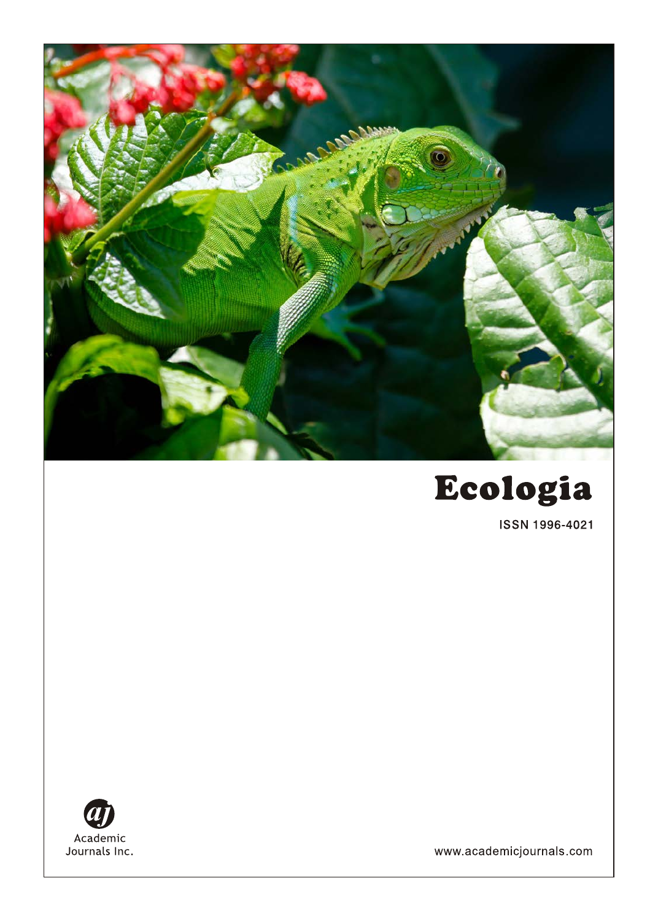# Ecologia

ISSN 1996-4021

Academic Journals Inc.

www.academicjournals.com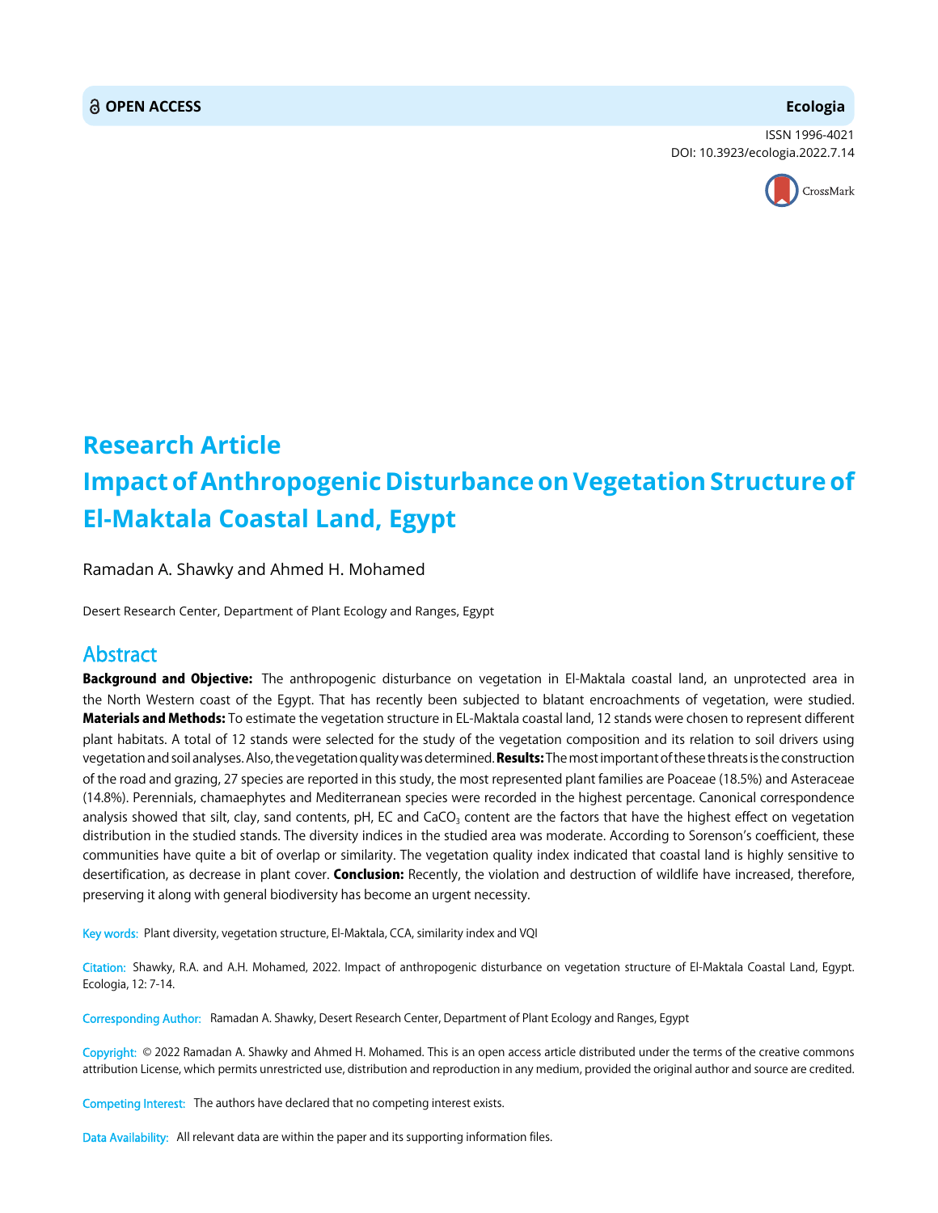OPEN ACCESS

**Ecologia**

ISSN 1996-4021
DOI: 10.3923/ecologia.2022.7.14

# Research Article
# Impact of Anthropogenic Disturbance on Vegetation Structure of El-Maktala Coastal Land, Egypt

Ramadan A. Shawky and Ahmed H. Mohamed

Desert Research Center, Department of Plant Ecology and Ranges, Egypt

## Abstract

**Background and Objective:** The anthropogenic disturbance on vegetation in El-Maktala coastal land, an unprotected area in the North Western coast of the Egypt. That has recently been subjected to blatant encroachments of vegetation, were studied. **Materials and Methods:** To estimate the vegetation structure in EL-Maktala coastal land, 12 stands were chosen to represent different plant habitats. A total of 12 stands were selected for the study of the vegetation composition and its relation to soil drivers using vegetation and soil analyses. Also, the vegetation quality was determined. **Results:** The most important of these threats is the construction of the road and grazing, 27 species are reported in this study, the most represented plant families are Poaceae (18.5%) and Asteraceae (14.8%). Perennials, chamaephytes and Mediterranean species were recorded in the highest percentage. Canonical correspondence analysis showed that silt, clay, sand contents, pH, EC and $CaCO_3$ content are the factors that have the highest effect on vegetation distribution in the studied stands. The diversity indices in the studied area was moderate. According to Sorenson's coefficient, these communities have quite a bit of overlap or similarity. The vegetation quality index indicated that coastal land is highly sensitive to desertification, as decrease in plant cover. **Conclusion:** Recently, the violation and destruction of wildlife have increased, therefore, preserving it along with general biodiversity has become an urgent necessity.

Key words: Plant diversity, vegetation structure, El-Maktala, CCA, similarity index and VQI

Citation: Shawky, R.A. and A.H. Mohamed, 2022. Impact of anthropogenic disturbance on vegetation structure of El-Maktala Coastal Land, Egypt. Ecologia, 12: 7-14.

Corresponding Author: Ramadan A. Shawky, Desert Research Center, Department of Plant Ecology and Ranges, Egypt

Copyright: © 2022 Ramadan A. Shawky and Ahmed H. Mohamed. This is an open access article distributed under the terms of the creative commons attribution License, which permits unrestricted use, distribution and reproduction in any medium, provided the original author and source are credited.

Competing Interest: The authors have declared that no competing interest exists.

Data Availability: All relevant data are within the paper and its supporting information files.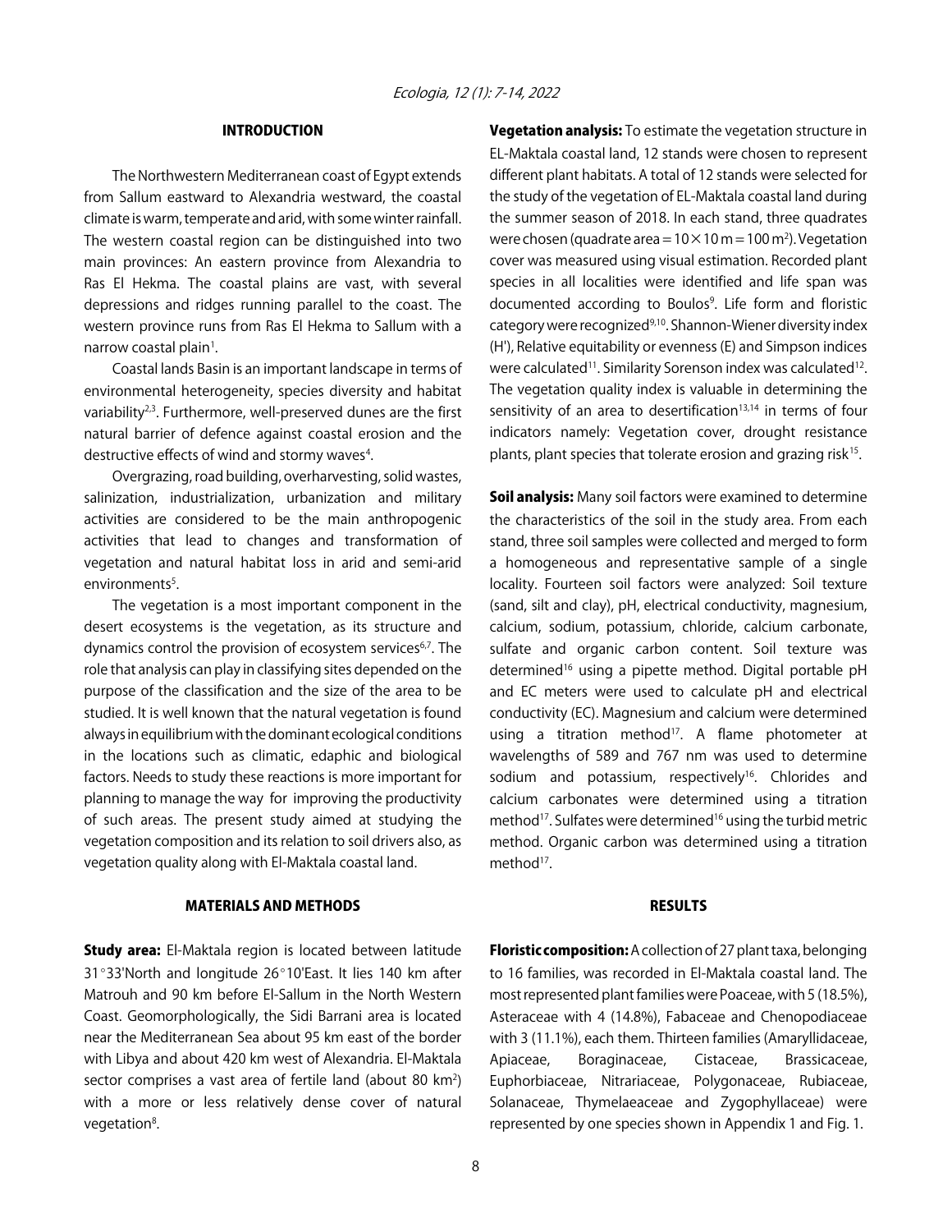## INTRODUCTION

The Northwestern Mediterranean coast of Egypt extends from Sallum eastward to Alexandria westward, the coastal climate is warm, temperate and arid, with some winter rainfall. The western coastal region can be distinguished into two main provinces: An eastern province from Alexandria to Ras El Hekma. The coastal plains are vast, with several depressions and ridges running parallel to the coast. The western province runs from Ras El Hekma to Sallum with a narrow coastal plain[1].

Coastal lands Basin is an important landscape in terms of environmental heterogeneity, species diversity and habitat variability[2,3]. Furthermore, well-preserved dunes are the first natural barrier of defence against coastal erosion and the destructive effects of wind and stormy waves[4].

Overgrazing, road building, overharvesting, solid wastes, salinization, industrialization, urbanization and military activities are considered to be the main anthropogenic activities that lead to changes and transformation of vegetation and natural habitat loss in arid and semi-arid environments[5].

The vegetation is a most important component in the desert ecosystems is the vegetation, as its structure and dynamics control the provision of ecosystem services[6,7]. The role that analysis can play in classifying sites depended on the purpose of the classification and the size of the area to be studied. It is well known that the natural vegetation is found always in equilibrium with the dominant ecological conditions in the locations such as climatic, edaphic and biological factors. Needs to study these reactions is more important for planning to manage the way for improving the productivity of such areas. The present study aimed at studying the vegetation composition and its relation to soil drivers also, as vegetation quality along with El-Maktala coastal land.

## MATERIALS AND METHODS

**Study area:** El-Maktala region is located between latitude 31°33'North and longitude 26°10'East. It lies 140 km after Matrouh and 90 km before El-Sallum in the North Western Coast. Geomorphologically, the Sidi Barrani area is located near the Mediterranean Sea about 95 km east of the border with Libya and about 420 km west of Alexandria. El-Maktala sector comprises a vast area of fertile land (about 80 $km^2$) with a more or less relatively dense cover of natural vegetation[8].

**Vegetation analysis:** To estimate the vegetation structure in EL-Maktala coastal land, 12 stands were chosen to represent different plant habitats. A total of 12 stands were selected for the study of the vegetation of EL-Maktala coastal land during the summer season of 2018. In each stand, three quadrates were chosen (quadrate area = $10\times10$ m = 100 $m^2$). Vegetation cover was measured using visual estimation. Recorded plant species in all localities were identified and life span was documented according to Boulos[9]. Life form and floristic category were recognized[9,10]. Shannon-Wiener diversity index (H'), Relative equitability or evenness (E) and Simpson indices were calculated[11]. Similarity Sorenson index was calculated[12]. The vegetation quality index is valuable in determining the sensitivity of an area to desertification[13,14] in terms of four indicators namely: Vegetation cover, drought resistance plants, plant species that tolerate erosion and grazing risk[15].

**Soil analysis:** Many soil factors were examined to determine the characteristics of the soil in the study area. From each stand, three soil samples were collected and merged to form a homogeneous and representative sample of a single locality. Fourteen soil factors were analyzed: Soil texture (sand, silt and clay), pH, electrical conductivity, magnesium, calcium, sodium, potassium, chloride, calcium carbonate, sulfate and organic carbon content. Soil texture was determined[16] using a pipette method. Digital portable pH and EC meters were used to calculate pH and electrical conductivity (EC). Magnesium and calcium were determined using a titration method[17]. A flame photometer at wavelengths of 589 and 767 nm was used to determine sodium and potassium, respectively[16]. Chlorides and calcium carbonates were determined using a titration method[17]. Sulfates were determined[16] using the turbid metric method. Organic carbon was determined using a titration method[17].

## RESULTS

**Floristic composition:** A collection of 27 plant taxa, belonging to 16 families, was recorded in El-Maktala coastal land. The most represented plant families were Poaceae, with 5 (18.5%), Asteraceae with 4 (14.8%), Fabaceae and Chenopodiaceae with 3 (11.1%), each them. Thirteen families (Amaryllidaceae, Apiaceae, Boraginaceae, Cistaceae, Brassicaceae, Euphorbiaceae, Nitrariaceae, Polygonaceae, Rubiaceae, Solanaceae, Thymelaeaceae and Zygophyllaceae) were represented by one species shown in Appendix 1 and Fig. 1.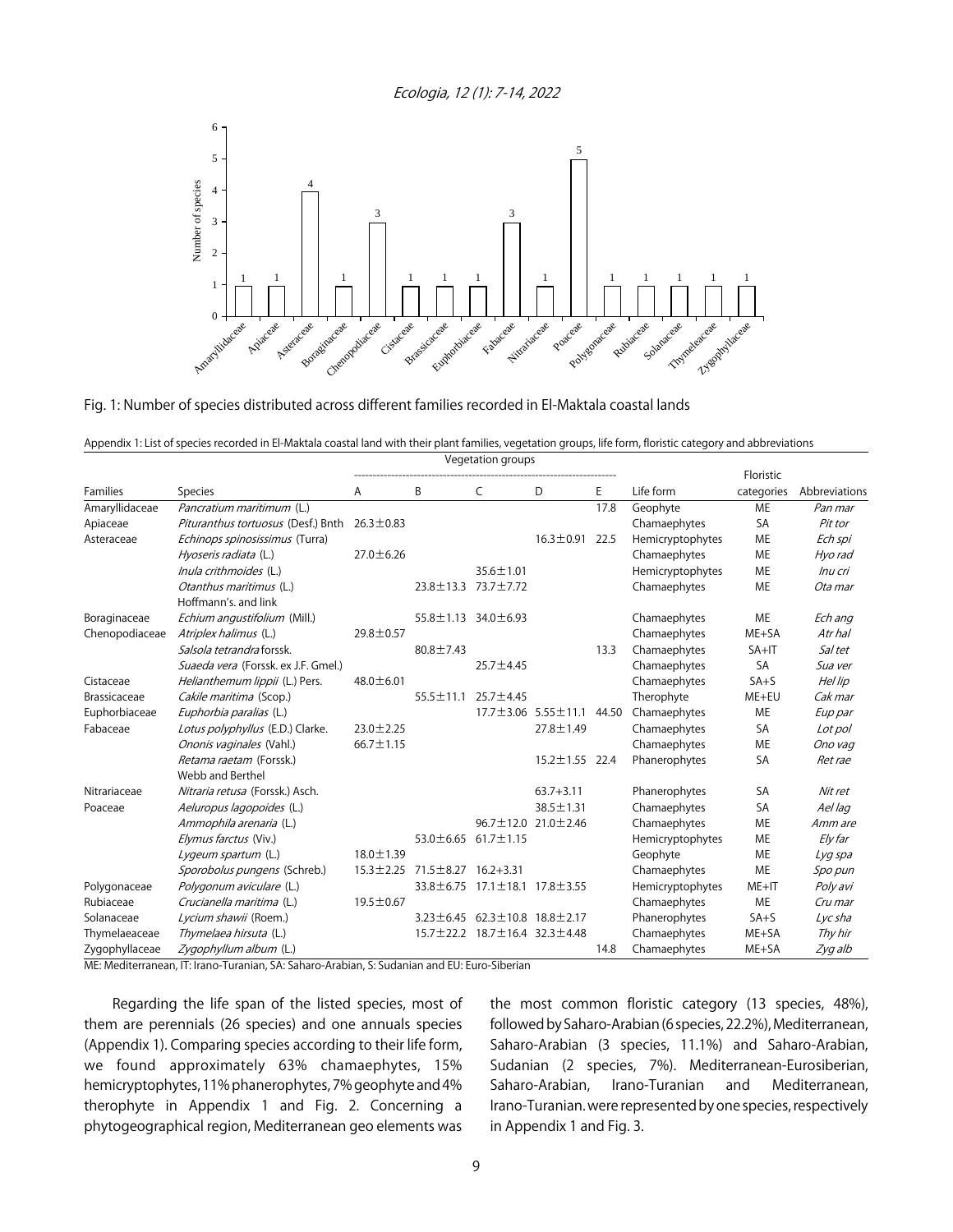Fig. 1: Number of species distributed across different families recorded in El-Maktala coastal lands

Appendix 1: List of species recorded in El-Maktala coastal land with their plant families, vegetation groups, life form, floristic category and abbreviations

| | | Vegetation groups | | | | | | | |
|---|---|---|---|---|---|---|---|---|---|
| Families | Species | A | B | C | D | E | Life form | Floristic categories | Abbreviations |
| Amaryllidaceae | *Pancratium maritimum* (L.) | | | | | 17.8 | Geophyte | ME | *Pan mar* |
| Apiaceae | *Pituranthus tortuosus* (Desf.) Bnth | 26.3±0.83 | | | | | Chamaephytes | SA | *Pit tor* |
| Asteraceae | *Echinops spinosissimus* (Turra) | | | | 16.3±0.91 | 22.5 | Hemicryptophytes | ME | *Ech spi* |
| | *Hyoseris radiata* (L.) | 27.0±6.26 | | | | | Chamaephytes | ME | *Hyo rad* |
| | *Inula crithmoides* (L.) | | | 35.6±1.01 | | | Hemicryptophytes | ME | *Inu cri* |
| | *Otanthus maritimus* (L.) Hoffmann's. and link | | 23.8±13.3 | 73.7±7.72 | | | Chamaephytes | ME | *Ota mar* |
| Boraginaceae | *Echium angustifolium* (Mill.) | | 55.8±1.13 | 34.0±6.93 | | | Chamaephytes | ME | *Ech ang* |
| Chenopodiaceae | *Atriplex halimus* (L.) | 29.8±0.57 | | | | | Chamaephytes | ME+SA | *Atr hal* |
| | *Salsola tetrandra* forssk. | | 80.8±7.43 | | | 13.3 | Chamaephytes | SA+IT | *Sal tet* |
| | *Suaeda vera* (Forssk. ex J.F. Gmel.) | | | 25.7±4.45 | | | Chamaephytes | SA | *Sua ver* |
| Cistaceae | *Helianthemum lippii* (L.) Pers. | 48.0±6.01 | | | | | Chamaephytes | SA+S | *Hel lip* |
| Brassicaceae | *Cakile maritima* (Scop.) | | 55.5±11.1 | 25.7±4.45 | | | Therophyte | ME+EU | *Cak mar* |
| Euphorbiaceae | *Euphorbia paralias* (L.) | | | 17.7±3.06 | 5.55±11.1 | 44.50 | Chamaephytes | ME | *Eup par* |
| Fabaceae | *Lotus polyphyllus* (E.D.) Clarke. | 23.0±2.25 | | | 27.8±1.49 | | Chamaephytes | SA | *Lot pol* |
| | *Ononis vaginales* (Vahl.) | 66.7±1.15 | | | | | Chamaephytes | ME | *Ono vag* |
| | *Retama raetam* (Forssk.) Webb and Berthel | | | | 15.2±1.55 | 22.4 | Phanerophytes | SA | *Ret rae* |
| Nitrariaceae | *Nitraria retusa* (Forssk.) Asch. | | | | 63.7+3.11 | | Phanerophytes | SA | *Nit ret* |
| Poaceae | *Aeluropus lagopoides* (L.) | | | | 38.5±1.31 | | Chamaephytes | SA | *Ael lag* |
| | *Ammophila arenaria* (L.) | | | 96.7±12.0 | 21.0±2.46 | | Chamaephytes | ME | *Amm are* |
| | *Elymus farctus* (Viv.) | | 53.0±6.65 | 61.7±1.15 | | | Hemicryptophytes | ME | *Ely far* |
| | *Lygeum spartum* (L.) | 18.0±1.39 | | | | | Geophyte | ME | *Lyg spa* |
| | *Sporobolus pungens* (Schreb.) | 15.3±2.25 | 71.5±8.27 | 16.2+3.31 | | | Chamaephytes | ME | *Spo pun* |
| Polygonaceae | *Polygonum aviculare* (L.) | | 33.8±6.75 | 17.1±18.1 | 17.8±3.55 | | Hemicryptophytes | ME+IT | *Poly avi* |
| Rubiaceae | *Crucianella maritima* (L.) | 19.5±0.67 | | | | | Chamaephytes | ME | *Cru mar* |
| Solanaceae | *Lycium shawii* (Roem.) | | 3.23±6.45 | 62.3±10.8 | 18.8±2.17 | | Phanerophytes | SA+S | *Lyc sha* |
| Thymelaeaceae | *Thymelaea hirsuta* (L.) | | 15.7±22.2 | 18.7±16.4 | 32.3±4.48 | | Chamaephytes | ME+SA | *Thy hir* |
| Zygophyllaceae | *Zygophyllum album* (L.) | | | | | 14.8 | Chamaephytes | ME+SA | *Zyg alb* |

ME: Mediterranean, IT: Irano-Turanian, SA: Saharo-Arabian, S: Sudanian and EU: Euro-Siberian

Regarding the life span of the listed species, most of them are perennials (26 species) and one annuals species (Appendix 1). Comparing species according to their life form, we found approximately 63% chamaephytes, 15% hemicryptophytes, 11% phanerophytes, 7% geophyte and 4% therophyte in Appendix 1 and Fig. 2. Concerning a phytogeographical region, Mediterranean geo elements was the most common floristic category (13 species, 48%), followed by Saharo-Arabian (6 species, 22.2%), Mediterranean, Saharo-Arabian (3 species, 11.1%) and Saharo-Arabian, Sudanian (2 species, 7%). Mediterranean-Eurosiberian, Saharo-Arabian, Irano-Turanian and Mediterranean, Irano-Turanian. were represented by one species, respectively in Appendix 1 and Fig. 3.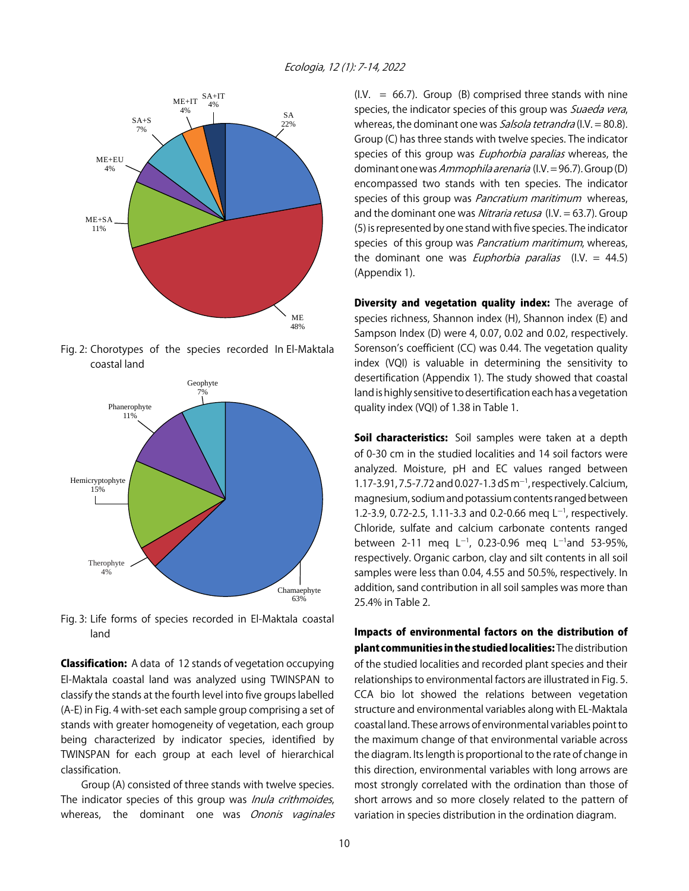Fig. 2: Chorotypes of the species recorded In El-Maktala coastal land

Fig. 3: Life forms of species recorded in El-Maktala coastal land

**Classification:** A data of 12 stands of vegetation occupying El-Maktala coastal land was analyzed using TWINSPAN to classify the stands at the fourth level into five groups labelled (A-E) in Fig. 4 with-set each sample group comprising a set of stands with greater homogeneity of vegetation, each group being characterized by indicator species, identified by TWINSPAN for each group at each level of hierarchical classification.

Group (A) consisted of three stands with twelve species. The indicator species of this group was *Inula crithmoides*, whereas, the dominant one was *Ononis vaginales* (I.V. = 66.7). Group (B) comprised three stands with nine species, the indicator species of this group was *Suaeda vera*, whereas, the dominant one was *Salsola tetrandra* (I.V. = 80.8). Group (C) has three stands with twelve species. The indicator species of this group was *Euphorbia paralias* whereas, the dominant one was *Ammophila arenaria* (I.V. = 96.7). Group (D) encompassed two stands with ten species. The indicator species of this group was *Pancratium maritimum* whereas, and the dominant one was *Nitraria retusa* (I.V. = 63.7). Group (5) is represented by one stand with five species. The indicator species of this group was *Pancratium maritimum*, whereas, the dominant one was *Euphorbia paralias* (I.V. = 44.5) (Appendix 1).

**Diversity and vegetation quality index:** The average of species richness, Shannon index (H), Shannon index (E) and Sampson Index (D) were 4, 0.07, 0.02 and 0.02, respectively. Sorenson's coefficient (CC) was 0.44. The vegetation quality index (VQI) is valuable in determining the sensitivity to desertification (Appendix 1). The study showed that coastal land is highly sensitive to desertification each has a vegetation quality index (VQI) of 1.38 in Table 1.

**Soil characteristics:** Soil samples were taken at a depth of 0-30 cm in the studied localities and 14 soil factors were analyzed. Moisture, pH and EC values ranged between 1.17-3.91, 7.5-7.72 and 0.027-1.3 dS $m^{-1}$, respectively. Calcium, magnesium, sodium and potassium contents ranged between 1.2-3.9, 0.72-2.5, 1.11-3.3 and 0.2-0.66 meq $L^{-1}$, respectively. Chloride, sulfate and calcium carbonate contents ranged between 2-11 meq $L^{-1}$, 0.23-0.96 meq $L^{-1}$and 53-95%, respectively. Organic carbon, clay and silt contents in all soil samples were less than 0.04, 4.55 and 50.5%, respectively. In addition, sand contribution in all soil samples was more than 25.4% in Table 2.

**Impacts of environmental factors on the distribution of plant communities in the studied localities:** The distribution of the studied localities and recorded plant species and their relationships to environmental factors are illustrated in Fig. 5. CCA bio lot showed the relations between vegetation structure and environmental variables along with EL-Maktala coastal land. These arrows of environmental variables point to the maximum change of that environmental variable across the diagram. Its length is proportional to the rate of change in this direction, environmental variables with long arrows are most strongly correlated with the ordination than those of short arrows and so more closely related to the pattern of variation in species distribution in the ordination diagram.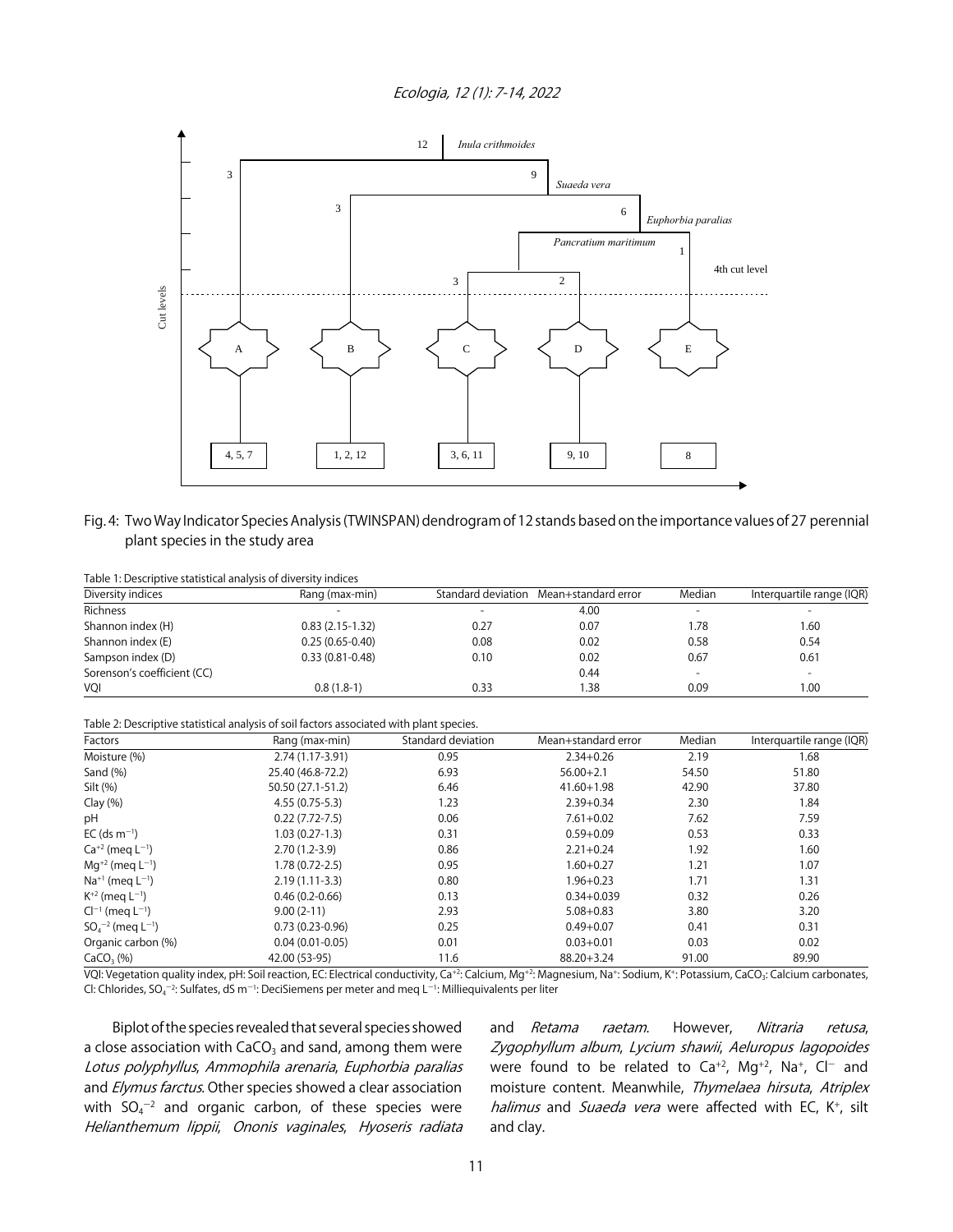Fig. 4: Two Way Indicator Species Analysis (TWINSPAN) dendrogram of 12 stands based on the importance values of 27 perennial plant species in the study area

Table 1: Descriptive statistical analysis of diversity indices

| Diversity indices | Rang (max-min) | Standard deviation | Mean+standard error | Median | Interquartile range (IQR) |
|---|---|---|---|---|---|
| Richness | - | - | 4.00 | - | - |
| Shannon index (H) | 0.83 (2.15-1.32) | 0.27 | 0.07 | 1.78 | 1.60 |
| Shannon index (E) | 0.25 (0.65-0.40) | 0.08 | 0.02 | 0.58 | 0.54 |
| Sampson index (D) | 0.33 (0.81-0.48) | 0.10 | 0.02 | 0.67 | 0.61 |
| Sorenson's coefficient (CC) | | | 0.44 | - | - |
| VQI | 0.8 (1.8-1) | 0.33 | 1.38 | 0.09 | 1.00 |

Table 2: Descriptive statistical analysis of soil factors associated with plant species.

| Factors | Rang (max-min) | Standard deviation | Mean+standard error | Median | Interquartile range (IQR) |
|---|---|---|---|---|---|
| Moisture (%) | 2.74 (1.17-3.91) | 0.95 | 2.34+0.26 | 2.19 | 1.68 |
| Sand (%) | 25.40 (46.8-72.2) | 6.93 | 56.00+2.1 | 54.50 | 51.80 |
| Silt (%) | 50.50 (27.1-51.2) | 6.46 | 41.60+1.98 | 42.90 | 37.80 |
| Clay (%) | 4.55 (0.75-5.3) | 1.23 | 2.39+0.34 | 2.30 | 1.84 |
| pH | 0.22 (7.72-7.5) | 0.06 | 7.61+0.02 | 7.62 | 7.59 |
| EC (ds $m^{-1}$) | 1.03 (0.27-1.3) | 0.31 | 0.59+0.09 | 0.53 | 0.33 |
| $Ca^{+2}$ (meq $L^{-1}$) | 2.70 (1.2-3.9) | 0.86 | 2.21+0.24 | 1.92 | 1.60 |
| $Mg^{+2}$ (meq $L^{-1}$) | 1.78 (0.72-2.5) | 0.95 | 1.60+0.27 | 1.21 | 1.07 |
| $Na^{+1}$ (meq $L^{-1}$) | 2.19 (1.11-3.3) | 0.80 | 1.96+0.23 | 1.71 | 1.31 |
| $K^{+2}$ (meq $L^{-1}$) | 0.46 (0.2-0.66) | 0.13 | 0.34+0.039 | 0.32 | 0.26 |
| $Cl^{-1}$ (meq $L^{-1}$) | 9.00 (2-11) | 2.93 | 5.08+0.83 | 3.80 | 3.20 |
| $SO_4^{-2}$ (meq $L^{-1}$) | 0.73 (0.23-0.96) | 0.25 | 0.49+0.07 | 0.41 | 0.31 |
| Organic carbon (%) | 0.04 (0.01-0.05) | 0.01 | 0.03+0.01 | 0.03 | 0.02 |
| $CaCO_3$ (%) | 42.00 (53-95) | 11.6 | 88.20+3.24 | 91.00 | 89.90 |

VQI: Vegetation quality index, pH: Soil reaction, EC: Electrical conductivity, $Ca^{+2}$: Calcium, $Mg^{+2}$: Magnesium, $Na^{+}$: Sodium, $K^{+}$: Potassium, $CaCO_3$: Calcium carbonates, Cl: Chlorides, $SO_4^{-2}$: Sulfates, dS $m^{-1}$: DeciSiemens per meter and meq $L^{-1}$: Milliequivalents per liter

Biplot of the species revealed that several species showed a close association with $CaCO_3$ and sand, among them were *Lotus polyphyllus*, *Ammophila arenaria*, *Euphorbia paralias* and *Elymus farctus*. Other species showed a clear association with $SO_4^{-2}$ and organic carbon, of these species were *Helianthemum lippii*, *Ononis vaginales*, *Hyoseris radiata* and *Retama raetam*. However, *Nitraria retusa*, *Zygophyllum album*, *Lycium shawii*, *Aeluropus lagopoides* were found to be related to $Ca^{+2}$, $Mg^{+2}$, $Na^{+}$, $Cl^{-}$ and moisture content. Meanwhile, *Thymelaea hirsuta*, *Atriplex halimus* and *Suaeda vera* were affected with EC, $K^{+}$, silt and clay.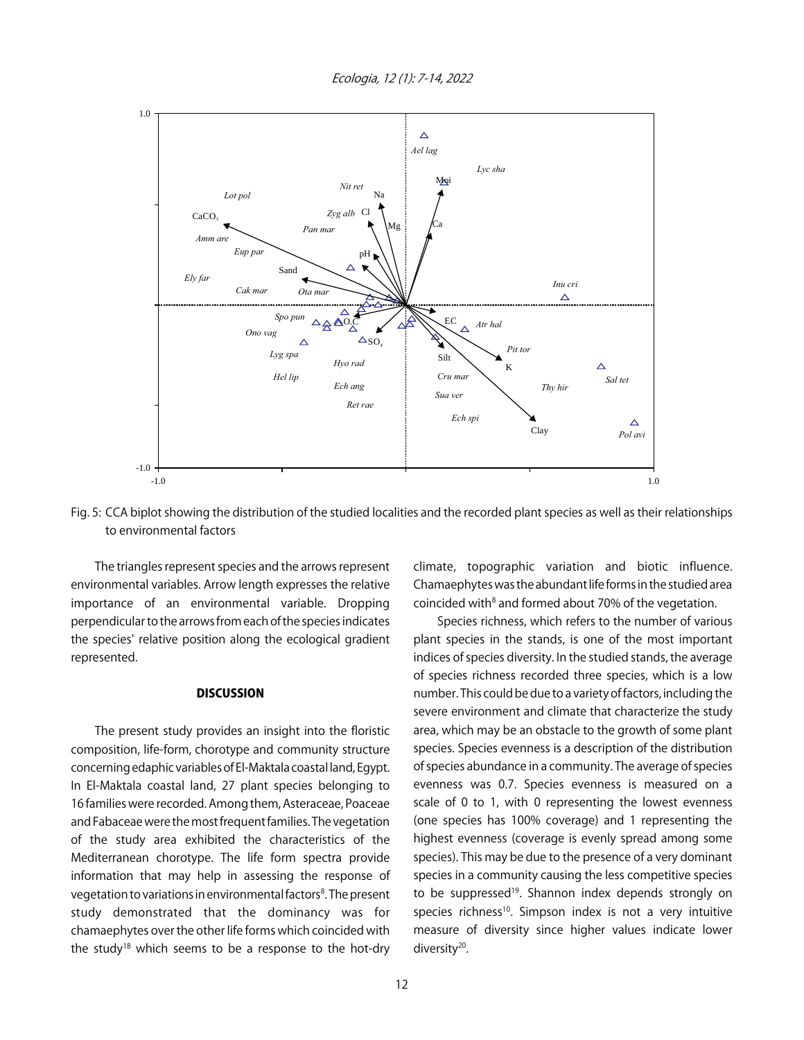Fig. 5: CCA biplot showing the distribution of the studied localities and the recorded plant species as well as their relationships to environmental factors

The triangles represent species and the arrows represent environmental variables. Arrow length expresses the relative importance of an environmental variable. Dropping perpendicular to the arrows from each of the species indicates the species' relative position along the ecological gradient represented.

## DISCUSSION

The present study provides an insight into the floristic composition, life-form, chorotype and community structure concerning edaphic variables of El-Maktala coastal land, Egypt. In El-Maktala coastal land, 27 plant species belonging to 16 families were recorded. Among them, Asteraceae, Poaceae and Fabaceae were the most frequent families. The vegetation of the study area exhibited the characteristics of the Mediterranean chorotype. The life form spectra provide information that may help in assessing the response of vegetation to variations in environmental factors[8]. The present study demonstrated that the dominancy was for chamaephytes over the other life forms which coincided with the study[18] which seems to be a response to the hot-dry climate, topographic variation and biotic influence. Chamaephytes was the abundant life forms in the studied area coincided with[8] and formed about 70% of the vegetation.

Species richness, which refers to the number of various plant species in the stands, is one of the most important indices of species diversity. In the studied stands, the average of species richness recorded three species, which is a low number. This could be due to a variety of factors, including the severe environment and climate that characterize the study area, which may be an obstacle to the growth of some plant species. Species evenness is a description of the distribution of species abundance in a community. The average of species evenness was 0.7. Species evenness is measured on a scale of 0 to 1, with 0 representing the lowest evenness (one species has 100% coverage) and 1 representing the highest evenness (coverage is evenly spread among some species). This may be due to the presence of a very dominant species in a community causing the less competitive species to be suppressed[19]. Shannon index depends strongly on species richness[10]. Simpson index is not a very intuitive measure of diversity since higher values indicate lower diversity[20].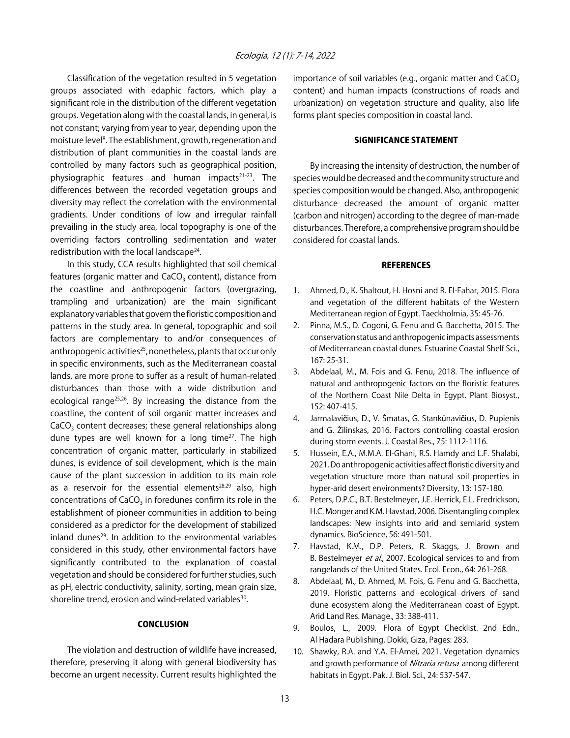Classification of the vegetation resulted in 5 vegetation groups associated with edaphic factors, which play a significant role in the distribution of the different vegetation groups. Vegetation along with the coastal lands, in general, is not constant; varying from year to year, depending upon the moisture level[8]. The establishment, growth, regeneration and distribution of plant communities in the coastal lands are controlled by many factors such as geographical position, physiographic features and human impacts[21-23]. The differences between the recorded vegetation groups and diversity may reflect the correlation with the environmental gradients. Under conditions of low and irregular rainfall prevailing in the study area, local topography is one of the overriding factors controlling sedimentation and water redistribution with the local landscape[24].

In this study, CCA results highlighted that soil chemical features (organic matter and $CaCO_3$ content), distance from the coastline and anthropogenic factors (overgrazing, trampling and urbanization) are the main significant explanatory variables that govern the floristic composition and patterns in the study area. In general, topographic and soil factors are complementary to and/or consequences of anthropogenic activities[25], nonetheless, plants that occur only in specific environments, such as the Mediterranean coastal lands, are more prone to suffer as a result of human-related disturbances than those with a wide distribution and ecological range[25,26]. By increasing the distance from the coastline, the content of soil organic matter increases and $CaCO_3$ content decreases; these general relationships along dune types are well known for a long time[27]. The high concentration of organic matter, particularly in stabilized dunes, is evidence of soil development, which is the main cause of the plant succession in addition to its main role as a reservoir for the essential elements[28,29] also, high concentrations of $CaCO_3$ in foredunes confirm its role in the establishment of pioneer communities in addition to being considered as a predictor for the development of stabilized inland dunes[29]. In addition to the environmental variables considered in this study, other environmental factors have significantly contributed to the explanation of coastal vegetation and should be considered for further studies, such as pH, electric conductivity, salinity, sorting, mean grain size, shoreline trend, erosion and wind-related variables[30].

## CONCLUSION

The violation and destruction of wildlife have increased, therefore, preserving it along with general biodiversity has become an urgent necessity. Current results highlighted the importance of soil variables (e.g., organic matter and $CaCO_3$ content) and human impacts (constructions of roads and urbanization) on vegetation structure and quality, also life forms plant species composition in coastal land.

## SIGNIFICANCE STATEMENT

By increasing the intensity of destruction, the number of species would be decreased and the community structure and species composition would be changed. Also, anthropogenic disturbance decreased the amount of organic matter (carbon and nitrogen) according to the degree of man-made disturbances. Therefore, a comprehensive program should be considered for coastal lands.

## REFERENCES

1. Ahmed, D., K. Shaltout, H. Hosni and R. El-Fahar, 2015. Flora and vegetation of the different habitats of the Western Mediterranean region of Egypt. Taeckholmia, 35: 45-76.
2. Pinna, M.S., D. Cogoni, G. Fenu and G. Bacchetta, 2015. The conservation status and anthropogenic impacts assessments of Mediterranean coastal dunes. Estuarine Coastal Shelf Sci., 167: 25-31.
3. Abdelaal, M., M. Fois and G. Fenu, 2018. The influence of natural and anthropogenic factors on the floristic features of the Northern Coast Nile Delta in Egypt. Plant Biosyst., 152: 407-415.
4. Jarmalavičius, D., V. Šmatas, G. Stankūnavičius, D. Pupienis and G. Žilinskas, 2016. Factors controlling coastal erosion during storm events. J. Coastal Res., 75: 1112-1116.
5. Hussein, E.A., M.M.A. El-Ghani, R.S. Hamdy and L.F. Shalabi, 2021. Do anthropogenic activities affect floristic diversity and vegetation structure more than natural soil properties in hyper-arid desert environments? Diversity, 13: 157-180.
6. Peters, D.P.C., B.T. Bestelmeyer, J.E. Herrick, E.L. Fredrickson, H.C. Monger and K.M. Havstad, 2006. Disentangling complex landscapes: New insights into arid and semiarid system dynamics. BioScience, 56: 491-501.
7. Havstad, K.M., D.P. Peters, R. Skaggs, J. Brown and B. Bestelmeyer *et al*., 2007. Ecological services to and from rangelands of the United States. Ecol. Econ., 64: 261-268.
8. Abdelaal, M., D. Ahmed, M. Fois, G. Fenu and G. Bacchetta, 2019. Floristic patterns and ecological drivers of sand dune ecosystem along the Mediterranean coast of Egypt. Arid Land Res. Manage., 33: 388-411.
9. Boulos, L., 2009. Flora of Egypt Checklist. 2nd Edn., Al Hadara Publishing, Dokki, Giza, Pages: 283.
10. Shawky, R.A. and Y.A. El-Amei, 2021. Vegetation dynamics and growth performance of *Nitraria retusa* among different habitats in Egypt. Pak. J. Biol. Sci., 24: 537-547.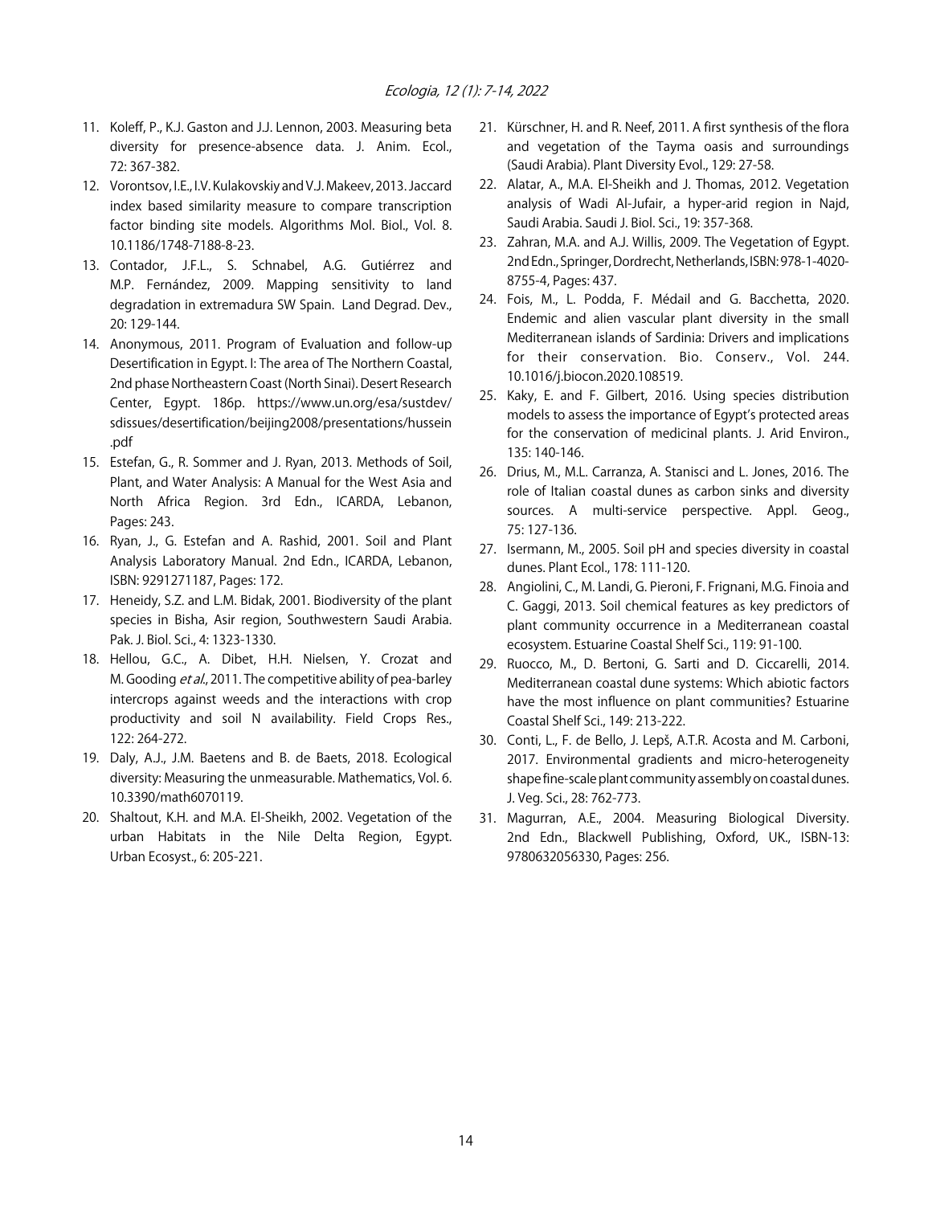11. Koleff, P., K.J. Gaston and J.J. Lennon, 2003. Measuring beta diversity for presence-absence data. J. Anim. Ecol., 72: 367-382.
12. Vorontsov, I.E., I.V. Kulakovskiy and V.J. Makeev, 2013. Jaccard index based similarity measure to compare transcription factor binding site models. Algorithms Mol. Biol., Vol. 8. 10.1186/1748-7188-8-23.
13. Contador, J.F.L., S. Schnabel, A.G. Gutiérrez and M.P. Fernández, 2009. Mapping sensitivity to land degradation in extremadura SW Spain. Land Degrad. Dev., 20: 129-144.
14. Anonymous, 2011. Program of Evaluation and follow-up Desertification in Egypt. I: The area of The Northern Coastal, 2nd phase Northeastern Coast (North Sinai). Desert Research Center, Egypt. 186p. https://www.un.org/esa/sustdev/sdissues/desertification/beijing2008/presentations/hussein.pdf
15. Estefan, G., R. Sommer and J. Ryan, 2013. Methods of Soil, Plant, and Water Analysis: A Manual for the West Asia and North Africa Region. 3rd Edn., ICARDA, Lebanon, Pages: 243.
16. Ryan, J., G. Estefan and A. Rashid, 2001. Soil and Plant Analysis Laboratory Manual. 2nd Edn., ICARDA, Lebanon, ISBN: 9291271187, Pages: 172.
17. Heneidy, S.Z. and L.M. Bidak, 2001. Biodiversity of the plant species in Bisha, Asir region, Southwestern Saudi Arabia. Pak. J. Biol. Sci., 4: 1323-1330.
18. Hellou, G.C., A. Dibet, H.H. Nielsen, Y. Crozat and M. Gooding *et al*., 2011. The competitive ability of pea-barley intercrops against weeds and the interactions with crop productivity and soil N availability. Field Crops Res., 122: 264-272.
19. Daly, A.J., J.M. Baetens and B. de Baets, 2018. Ecological diversity: Measuring the unmeasurable. Mathematics, Vol. 6. 10.3390/math6070119.
20. Shaltout, K.H. and M.A. El-Sheikh, 2002. Vegetation of the urban Habitats in the Nile Delta Region, Egypt. Urban Ecosyst., 6: 205-221.
21. Kürschner, H. and R. Neef, 2011. A first synthesis of the flora and vegetation of the Tayma oasis and surroundings (Saudi Arabia). Plant Diversity Evol., 129: 27-58.
22. Alatar, A., M.A. El-Sheikh and J. Thomas, 2012. Vegetation analysis of Wadi Al-Jufair, a hyper-arid region in Najd, Saudi Arabia. Saudi J. Biol. Sci., 19: 357-368.
23. Zahran, M.A. and A.J. Willis, 2009. The Vegetation of Egypt. 2nd Edn., Springer, Dordrecht, Netherlands, ISBN: 978-1-4020-8755-4, Pages: 437.
24. Fois, M., L. Podda, F. Médail and G. Bacchetta, 2020. Endemic and alien vascular plant diversity in the small Mediterranean islands of Sardinia: Drivers and implications for their conservation. Bio. Conserv., Vol. 244. 10.1016/j.biocon.2020.108519.
25. Kaky, E. and F. Gilbert, 2016. Using species distribution models to assess the importance of Egypt's protected areas for the conservation of medicinal plants. J. Arid Environ., 135: 140-146.
26. Drius, M., M.L. Carranza, A. Stanisci and L. Jones, 2016. The role of Italian coastal dunes as carbon sinks and diversity sources. A multi-service perspective. Appl. Geog., 75: 127-136.
27. Isermann, M., 2005. Soil pH and species diversity in coastal dunes. Plant Ecol., 178: 111-120.
28. Angiolini, C., M. Landi, G. Pieroni, F. Frignani, M.G. Finoia and C. Gaggi, 2013. Soil chemical features as key predictors of plant community occurrence in a Mediterranean coastal ecosystem. Estuarine Coastal Shelf Sci., 119: 91-100.
29. Ruocco, M., D. Bertoni, G. Sarti and D. Ciccarelli, 2014. Mediterranean coastal dune systems: Which abiotic factors have the most influence on plant communities? Estuarine Coastal Shelf Sci., 149: 213-222.
30. Conti, L., F. de Bello, J. Lepš, A.T.R. Acosta and M. Carboni, 2017. Environmental gradients and micro-heterogeneity shape fine-scale plant community assembly on coastal dunes. J. Veg. Sci., 28: 762-773.
31. Magurran, A.E., 2004. Measuring Biological Diversity. 2nd Edn., Blackwell Publishing, Oxford, UK., ISBN-13: 9780632056330, Pages: 256.